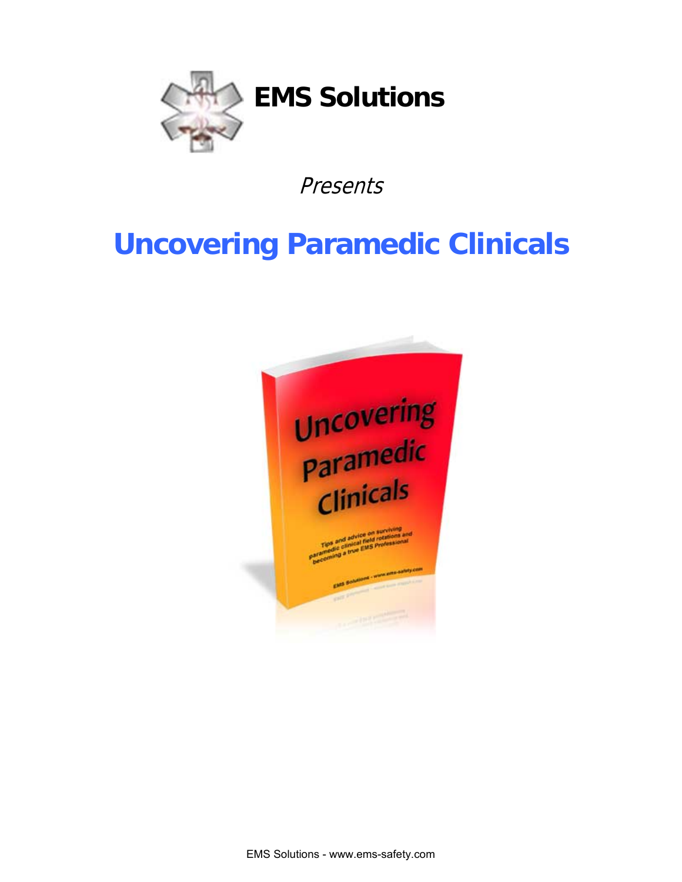**EMS Solutions**

*Presents*

# Uncovering Paramedic Clinicals

EMS Solutions - www.ems-safety.com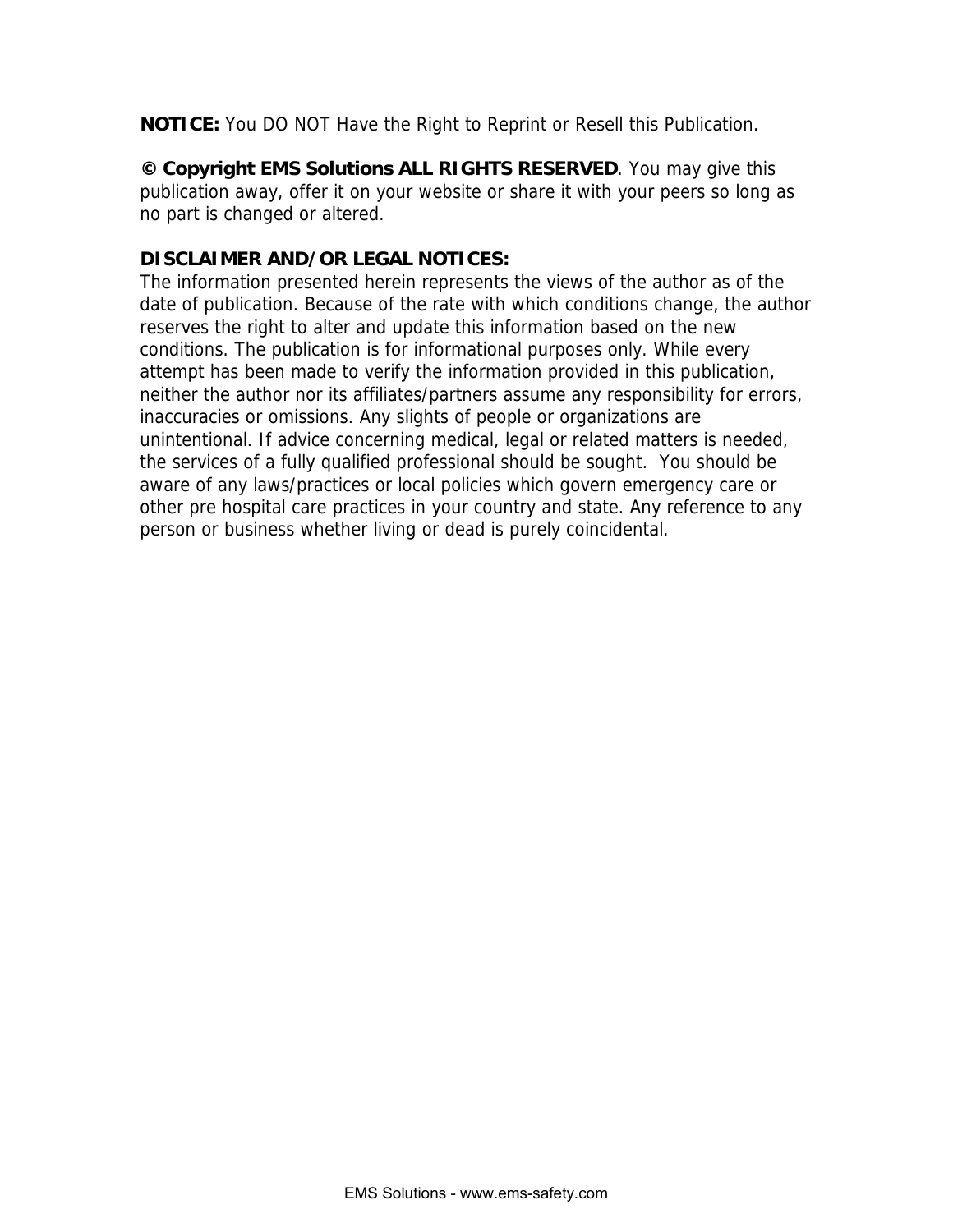**NOTICE:** You DO NOT Have the Right to Reprint or Resell this Publication.

**© Copyright EMS Solutions ALL RIGHTS RESERVED**. You may give this publication away, offer it on your website or share it with your peers so long as no part is changed or altered.

**DISCLAIMER AND/OR LEGAL NOTICES:**
The information presented herein represents the views of the author as of the date of publication. Because of the rate with which conditions change, the author reserves the right to alter and update this information based on the new conditions. The publication is for informational purposes only. While every attempt has been made to verify the information provided in this publication, neither the author nor its affiliates/partners assume any responsibility for errors, inaccuracies or omissions. Any slights of people or organizations are unintentional. If advice concerning medical, legal or related matters is needed, the services of a fully qualified professional should be sought. You should be aware of any laws/practices or local policies which govern emergency care or other pre hospital care practices in your country and state. Any reference to any person or business whether living or dead is purely coincidental.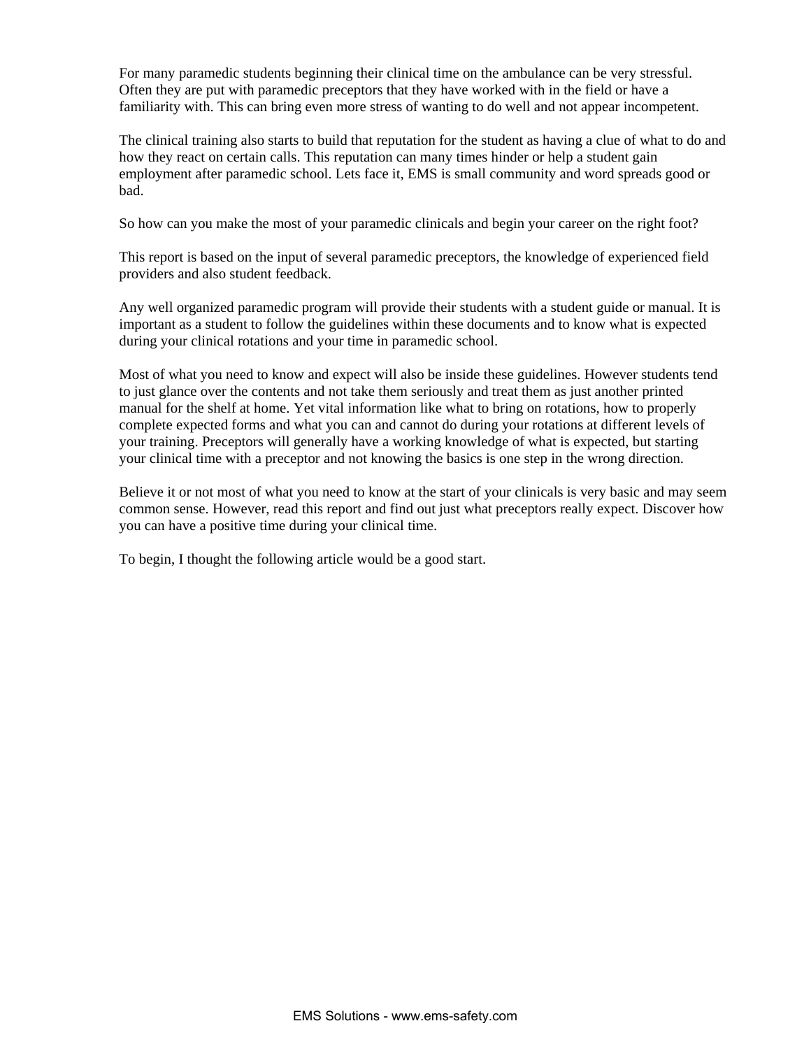For many paramedic students beginning their clinical time on the ambulance can be very stressful. Often they are put with paramedic preceptors that they have worked with in the field or have a familiarity with. This can bring even more stress of wanting to do well and not appear incompetent.

The clinical training also starts to build that reputation for the student as having a clue of what to do and how they react on certain calls. This reputation can many times hinder or help a student gain employment after paramedic school. Lets face it, EMS is small community and word spreads good or bad.

So how can you make the most of your paramedic clinicals and begin your career on the right foot?

This report is based on the input of several paramedic preceptors, the knowledge of experienced field providers and also student feedback.

Any well organized paramedic program will provide their students with a student guide or manual. It is important as a student to follow the guidelines within these documents and to know what is expected during your clinical rotations and your time in paramedic school.

Most of what you need to know and expect will also be inside these guidelines. However students tend to just glance over the contents and not take them seriously and treat them as just another printed manual for the shelf at home. Yet vital information like what to bring on rotations, how to properly complete expected forms and what you can and cannot do during your rotations at different levels of your training. Preceptors will generally have a working knowledge of what is expected, but starting your clinical time with a preceptor and not knowing the basics is one step in the wrong direction.

Believe it or not most of what you need to know at the start of your clinicals is very basic and may seem common sense. However, read this report and find out just what preceptors really expect. Discover how you can have a positive time during your clinical time.

To begin, I thought the following article would be a good start.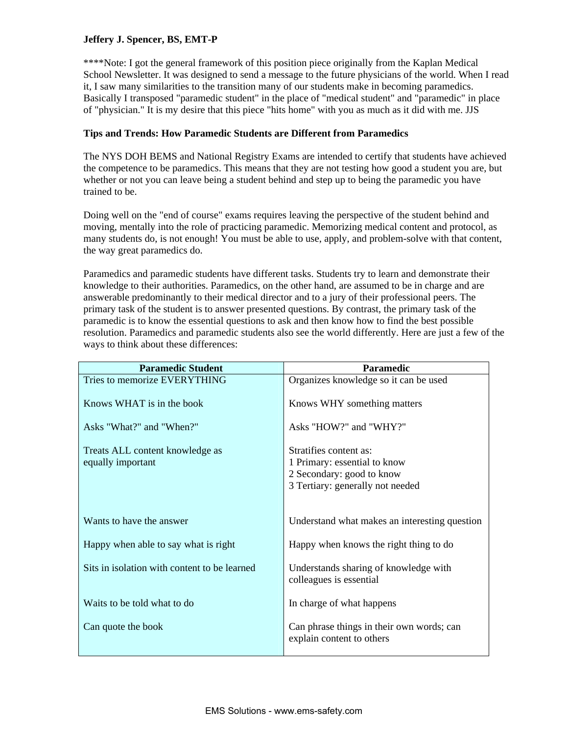**Jeffery J. Spencer, BS, EMT-P**

****Note: I got the general framework of this position piece originally from the Kaplan Medical School Newsletter. It was designed to send a message to the future physicians of the world. When I read it, I saw many similarities to the transition many of our students make in becoming paramedics. Basically I transposed "paramedic student" in the place of "medical student" and "paramedic" in place of "physician." It is my desire that this piece "hits home" with you as much as it did with me. JJS

**Tips and Trends: How Paramedic Students are Different from Paramedics**

The NYS DOH BEMS and National Registry Exams are intended to certify that students have achieved the competence to be paramedics. This means that they are not testing how good a student you are, but whether or not you can leave being a student behind and step up to being the paramedic you have trained to be.

Doing well on the "end of course" exams requires leaving the perspective of the student behind and moving, mentally into the role of practicing paramedic. Memorizing medical content and protocol, as many students do, is not enough! You must be able to use, apply, and problem-solve with that content, the way great paramedics do.

Paramedics and paramedic students have different tasks. Students try to learn and demonstrate their knowledge to their authorities. Paramedics, on the other hand, are assumed to be in charge and are answerable predominantly to their medical director and to a jury of their professional peers. The primary task of the student is to answer presented questions. By contrast, the primary task of the paramedic is to know the essential questions to ask and then know how to find the best possible resolution. Paramedics and paramedic students also see the world differently. Here are just a few of the ways to think about these differences:

| Paramedic Student | Paramedic |
|---|---|
| Tries to memorize EVERYTHING | Organizes knowledge so it can be used |
| Knows WHAT is in the book | Knows WHY something matters |
| Asks "What?" and "When?" | Asks "HOW?" and "WHY?" |
| Treats ALL content knowledge as equally important | Stratifies content as:<br>1 Primary: essential to know<br>2 Secondary: good to know<br>3 Tertiary: generally not needed |
| Wants to have the answer | Understand what makes an interesting question |
| Happy when able to say what is right | Happy when knows the right thing to do |
| Sits in isolation with content to be learned | Understands sharing of knowledge with colleagues is essential |
| Waits to be told what to do | In charge of what happens |
| Can quote the book | Can phrase things in their own words; can explain content to others |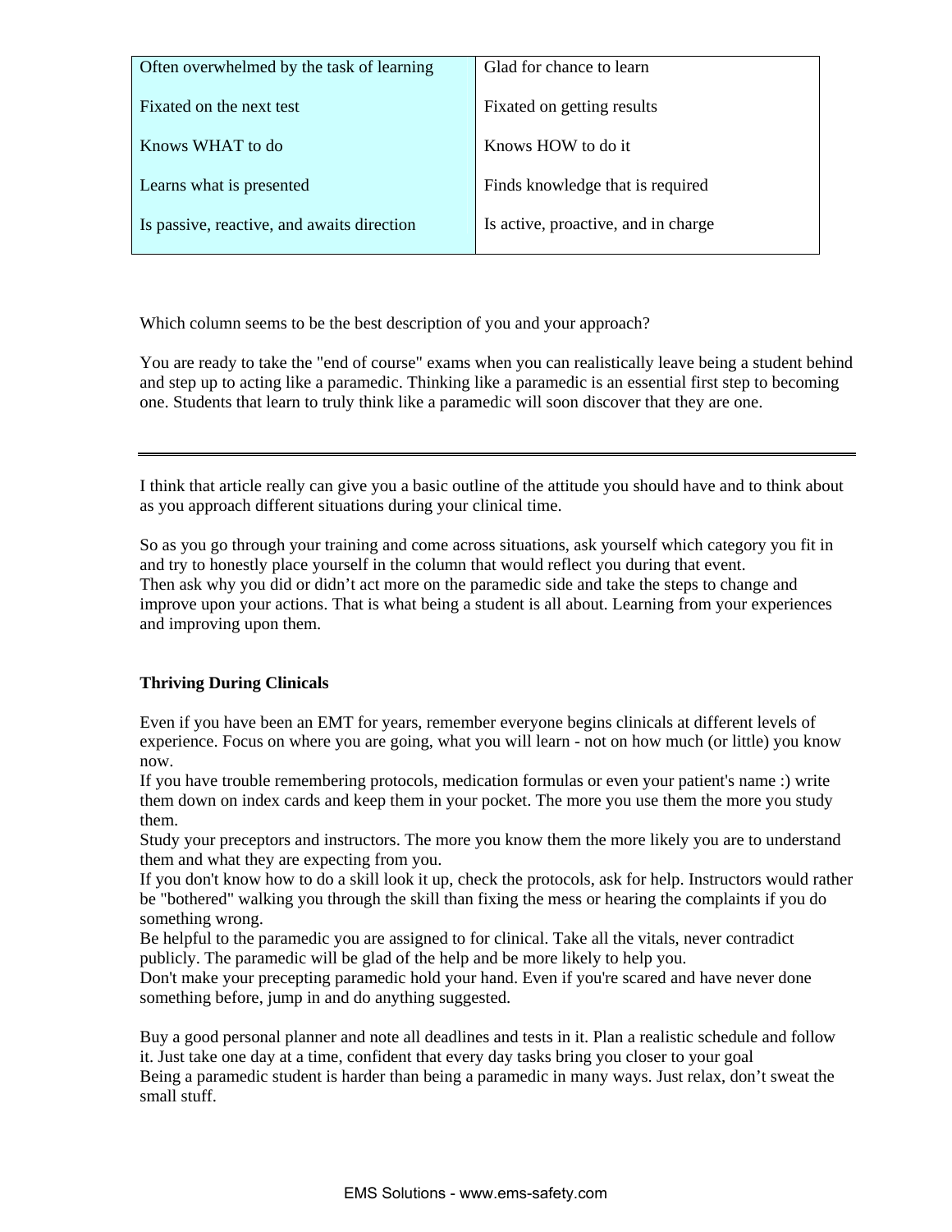| | |
|---|---|
| Often overwhelmed by the task of learning | Glad for chance to learn |
| Fixated on the next test | Fixated on getting results |
| Knows WHAT to do | Knows HOW to do it |
| Learns what is presented | Finds knowledge that is required |
| Is passive, reactive, and awaits direction | Is active, proactive, and in charge |

Which column seems to be the best description of you and your approach?

You are ready to take the "end of course" exams when you can realistically leave being a student behind and step up to acting like a paramedic. Thinking like a paramedic is an essential first step to becoming one. Students that learn to truly think like a paramedic will soon discover that they are one.

---

I think that article really can give you a basic outline of the attitude you should have and to think about as you approach different situations during your clinical time.

So as you go through your training and come across situations, ask yourself which category you fit in and try to honestly place yourself in the column that would reflect you during that event.
Then ask why you did or didn't act more on the paramedic side and take the steps to change and improve upon your actions. That is what being a student is all about. Learning from your experiences and improving upon them.

**Thriving During Clinicals**

Even if you have been an EMT for years, remember everyone begins clinicals at different levels of experience. Focus on where you are going, what you will learn - not on how much (or little) you know now.
If you have trouble remembering protocols, medication formulas or even your patient's name :) write them down on index cards and keep them in your pocket. The more you use them the more you study them.
Study your preceptors and instructors. The more you know them the more likely you are to understand them and what they are expecting from you.
If you don't know how to do a skill look it up, check the protocols, ask for help. Instructors would rather be "bothered" walking you through the skill than fixing the mess or hearing the complaints if you do something wrong.
Be helpful to the paramedic you are assigned to for clinical. Take all the vitals, never contradict publicly. The paramedic will be glad of the help and be more likely to help you.
Don't make your precepting paramedic hold your hand. Even if you're scared and have never done something before, jump in and do anything suggested.

Buy a good personal planner and note all deadlines and tests in it. Plan a realistic schedule and follow it. Just take one day at a time, confident that every day tasks bring you closer to your goal
Being a paramedic student is harder than being a paramedic in many ways. Just relax, don't sweat the small stuff.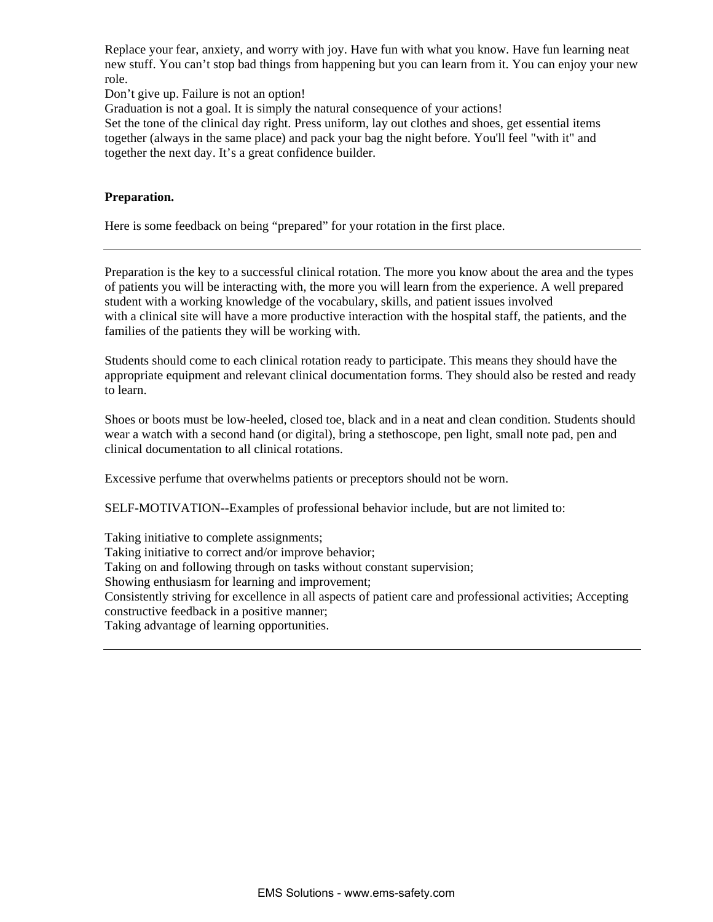Replace your fear, anxiety, and worry with joy. Have fun with what you know. Have fun learning neat new stuff. You can't stop bad things from happening but you can learn from it. You can enjoy your new role.

Don't give up. Failure is not an option!

Graduation is not a goal. It is simply the natural consequence of your actions!

Set the tone of the clinical day right. Press uniform, lay out clothes and shoes, get essential items together (always in the same place) and pack your bag the night before. You'll feel "with it" and together the next day. It's a great confidence builder.

**Preparation.**

Here is some feedback on being "prepared" for your rotation in the first place.

---

Preparation is the key to a successful clinical rotation. The more you know about the area and the types of patients you will be interacting with, the more you will learn from the experience. A well prepared student with a working knowledge of the vocabulary, skills, and patient issues involved with a clinical site will have a more productive interaction with the hospital staff, the patients, and the families of the patients they will be working with.

Students should come to each clinical rotation ready to participate. This means they should have the appropriate equipment and relevant clinical documentation forms. They should also be rested and ready to learn.

Shoes or boots must be low-heeled, closed toe, black and in a neat and clean condition. Students should wear a watch with a second hand (or digital), bring a stethoscope, pen light, small note pad, pen and clinical documentation to all clinical rotations.

Excessive perfume that overwhelms patients or preceptors should not be worn.

SELF-MOTIVATION--Examples of professional behavior include, but are not limited to:

Taking initiative to complete assignments;
Taking initiative to correct and/or improve behavior;
Taking on and following through on tasks without constant supervision;
Showing enthusiasm for learning and improvement;
Consistently striving for excellence in all aspects of patient care and professional activities; Accepting constructive feedback in a positive manner;
Taking advantage of learning opportunities.

---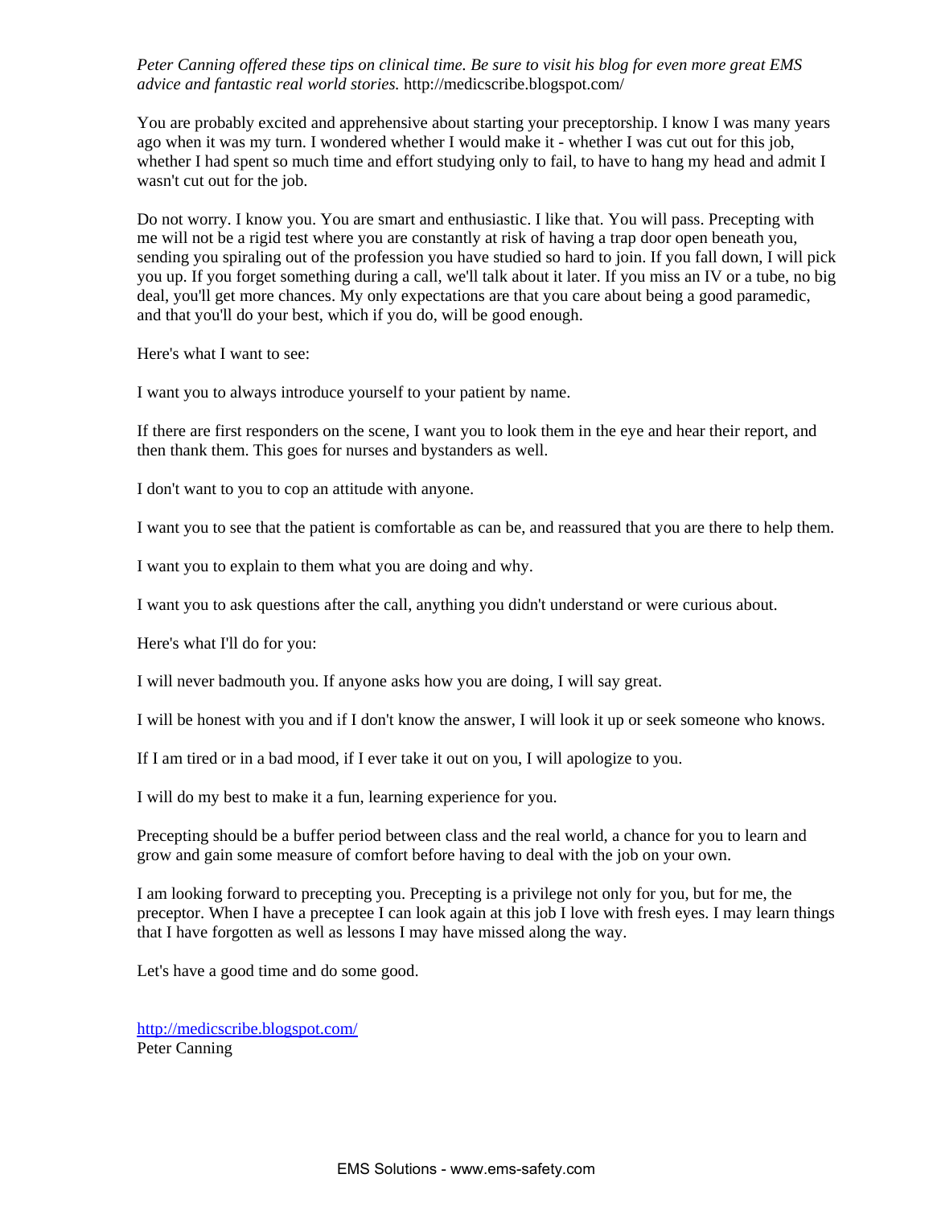*Peter Canning offered these tips on clinical time. Be sure to visit his blog for even more great EMS advice and fantastic real world stories.* http://medicscribe.blogspot.com/

You are probably excited and apprehensive about starting your preceptorship. I know I was many years ago when it was my turn. I wondered whether I would make it - whether I was cut out for this job, whether I had spent so much time and effort studying only to fail, to have to hang my head and admit I wasn't cut out for the job.

Do not worry. I know you. You are smart and enthusiastic. I like that. You will pass. Precepting with me will not be a rigid test where you are constantly at risk of having a trap door open beneath you, sending you spiraling out of the profession you have studied so hard to join. If you fall down, I will pick you up. If you forget something during a call, we'll talk about it later. If you miss an IV or a tube, no big deal, you'll get more chances. My only expectations are that you care about being a good paramedic, and that you'll do your best, which if you do, will be good enough.

Here's what I want to see:

I want you to always introduce yourself to your patient by name.

If there are first responders on the scene, I want you to look them in the eye and hear their report, and then thank them. This goes for nurses and bystanders as well.

I don't want to you to cop an attitude with anyone.

I want you to see that the patient is comfortable as can be, and reassured that you are there to help them.

I want you to explain to them what you are doing and why.

I want you to ask questions after the call, anything you didn't understand or were curious about.

Here's what I'll do for you:

I will never badmouth you. If anyone asks how you are doing, I will say great.

I will be honest with you and if I don't know the answer, I will look it up or seek someone who knows.

If I am tired or in a bad mood, if I ever take it out on you, I will apologize to you.

I will do my best to make it a fun, learning experience for you.

Precepting should be a buffer period between class and the real world, a chance for you to learn and grow and gain some measure of comfort before having to deal with the job on your own.

I am looking forward to precepting you. Precepting is a privilege not only for you, but for me, the preceptor. When I have a preceptee I can look again at this job I love with fresh eyes. I may learn things that I have forgotten as well as lessons I may have missed along the way.

Let's have a good time and do some good.

http://medicscribe.blogspot.com/
Peter Canning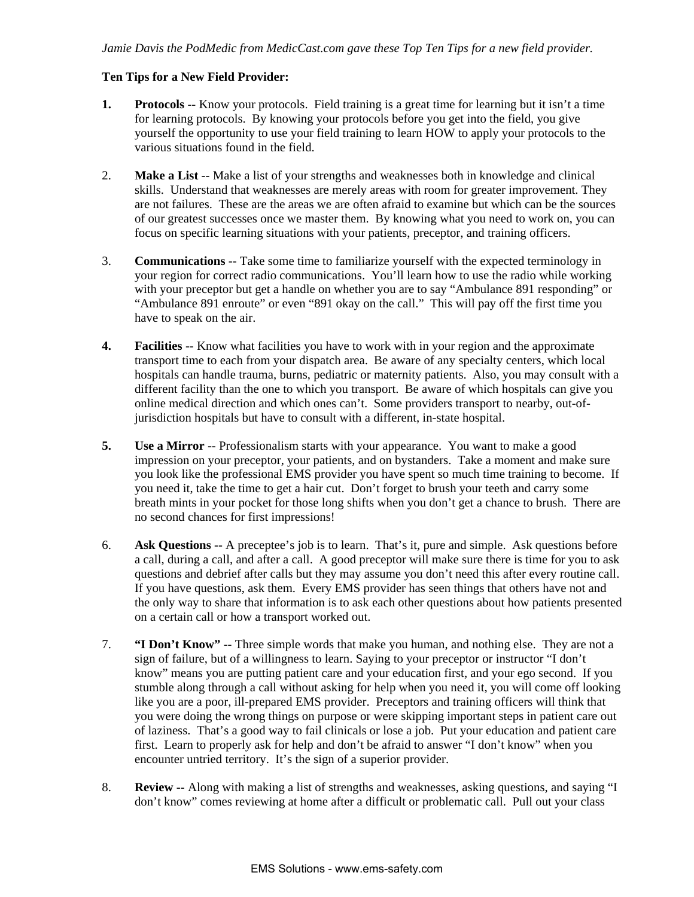*Jamie Davis the PodMedic from MedicCast.com gave these Top Ten Tips for a new field provider.*

**Ten Tips for a New Field Provider:**

**1.** **Protocols** -- Know your protocols. Field training is a great time for learning but it isn't a time for learning protocols. By knowing your protocols before you get into the field, you give yourself the opportunity to use your field training to learn HOW to apply your protocols to the various situations found in the field.

2. **Make a List** -- Make a list of your strengths and weaknesses both in knowledge and clinical skills. Understand that weaknesses are merely areas with room for greater improvement. They are not failures. These are the areas we are often afraid to examine but which can be the sources of our greatest successes once we master them. By knowing what you need to work on, you can focus on specific learning situations with your patients, preceptor, and training officers.

3. **Communications** -- Take some time to familiarize yourself with the expected terminology in your region for correct radio communications. You'll learn how to use the radio while working with your preceptor but get a handle on whether you are to say "Ambulance 891 responding" or "Ambulance 891 enroute" or even "891 okay on the call." This will pay off the first time you have to speak on the air.

**4.** **Facilities** -- Know what facilities you have to work with in your region and the approximate transport time to each from your dispatch area. Be aware of any specialty centers, which local hospitals can handle trauma, burns, pediatric or maternity patients. Also, you may consult with a different facility than the one to which you transport. Be aware of which hospitals can give you online medical direction and which ones can't. Some providers transport to nearby, out-of-jurisdiction hospitals but have to consult with a different, in-state hospital.

**5.** **Use a Mirror** -- Professionalism starts with your appearance. You want to make a good impression on your preceptor, your patients, and on bystanders. Take a moment and make sure you look like the professional EMS provider you have spent so much time training to become. If you need it, take the time to get a hair cut. Don't forget to brush your teeth and carry some breath mints in your pocket for those long shifts when you don't get a chance to brush. There are no second chances for first impressions!

6. **Ask Questions** -- A preceptee's job is to learn. That's it, pure and simple. Ask questions before a call, during a call, and after a call. A good preceptor will make sure there is time for you to ask questions and debrief after calls but they may assume you don't need this after every routine call. If you have questions, ask them. Every EMS provider has seen things that others have not and the only way to share that information is to ask each other questions about how patients presented on a certain call or how a transport worked out.

7. **"I Don't Know"** -- Three simple words that make you human, and nothing else. They are not a sign of failure, but of a willingness to learn. Saying to your preceptor or instructor "I don't know" means you are putting patient care and your education first, and your ego second. If you stumble along through a call without asking for help when you need it, you will come off looking like you are a poor, ill-prepared EMS provider. Preceptors and training officers will think that you were doing the wrong things on purpose or were skipping important steps in patient care out of laziness. That's a good way to fail clinicals or lose a job. Put your education and patient care first. Learn to properly ask for help and don't be afraid to answer "I don't know" when you encounter untried territory. It's the sign of a superior provider.

8. **Review** -- Along with making a list of strengths and weaknesses, asking questions, and saying "I don't know" comes reviewing at home after a difficult or problematic call. Pull out your class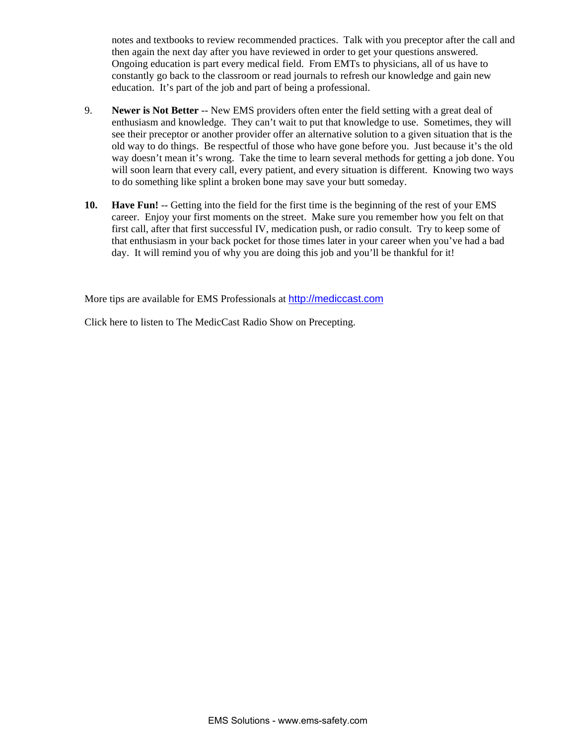notes and textbooks to review recommended practices. Talk with you preceptor after the call and then again the next day after you have reviewed in order to get your questions answered. Ongoing education is part every medical field. From EMTs to physicians, all of us have to constantly go back to the classroom or read journals to refresh our knowledge and gain new education. It's part of the job and part of being a professional.

9. **Newer is Not Better** -- New EMS providers often enter the field setting with a great deal of enthusiasm and knowledge. They can't wait to put that knowledge to use. Sometimes, they will see their preceptor or another provider offer an alternative solution to a given situation that is the old way to do things. Be respectful of those who have gone before you. Just because it's the old way doesn't mean it's wrong. Take the time to learn several methods for getting a job done. You will soon learn that every call, every patient, and every situation is different. Knowing two ways to do something like splint a broken bone may save your butt someday.

10. **Have Fun!** -- Getting into the field for the first time is the beginning of the rest of your EMS career. Enjoy your first moments on the street. Make sure you remember how you felt on that first call, after that first successful IV, medication push, or radio consult. Try to keep some of that enthusiasm in your back pocket for those times later in your career when you've had a bad day. It will remind you of why you are doing this job and you'll be thankful for it!

More tips are available for EMS Professionals at http://mediccast.com

Click here to listen to The MedicCast Radio Show on Precepting.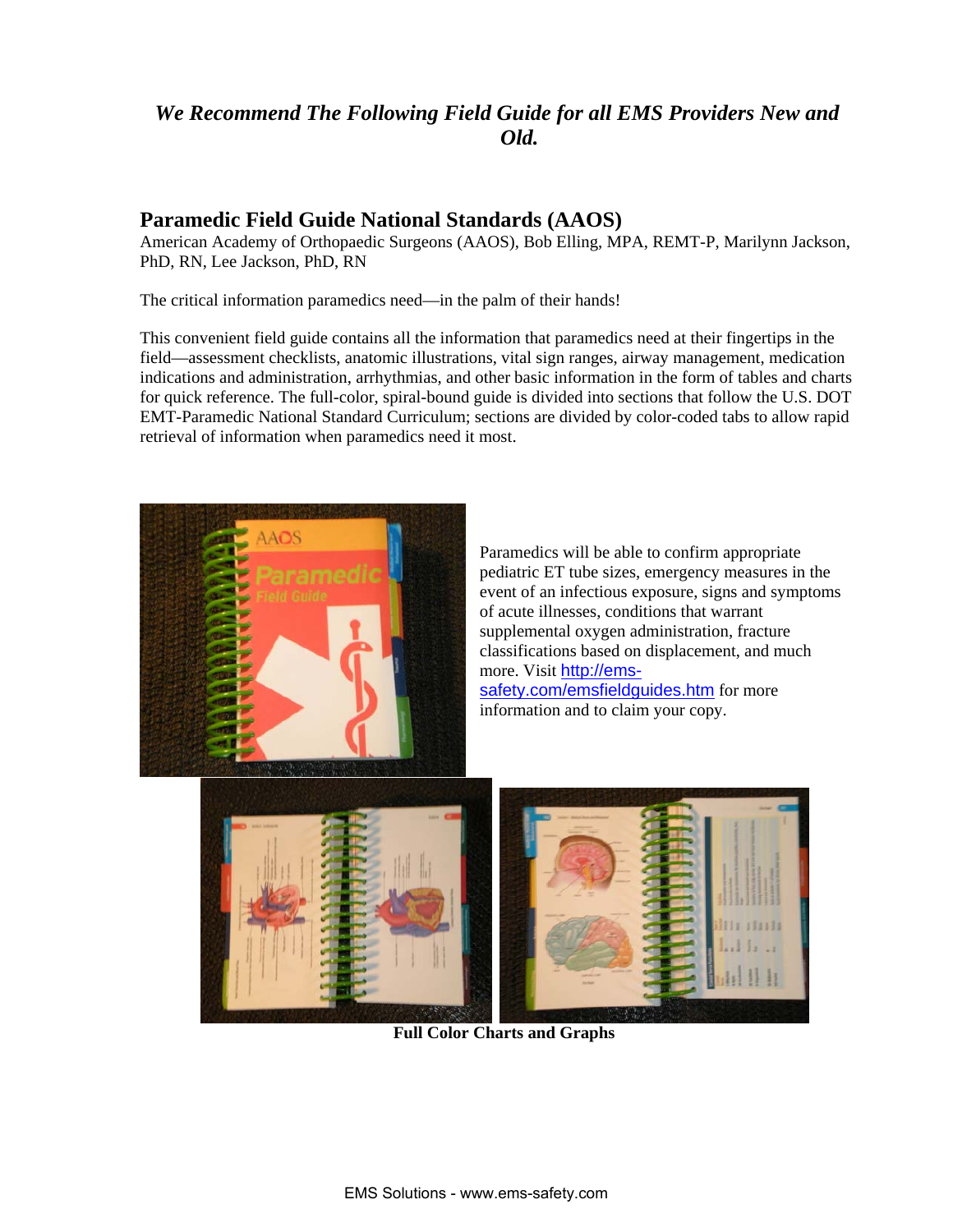***We Recommend The Following Field Guide for all EMS Providers New and Old.***

## Paramedic Field Guide National Standards (AAOS)

American Academy of Orthopaedic Surgeons (AAOS), Bob Elling, MPA, REMT-P, Marilynn Jackson, PhD, RN, Lee Jackson, PhD, RN

The critical information paramedics need—in the palm of their hands!

This convenient field guide contains all the information that paramedics need at their fingertips in the field—assessment checklists, anatomic illustrations, vital sign ranges, airway management, medication indications and administration, arrhythmias, and other basic information in the form of tables and charts for quick reference. The full-color, spiral-bound guide is divided into sections that follow the U.S. DOT EMT-Paramedic National Standard Curriculum; sections are divided by color-coded tabs to allow rapid retrieval of information when paramedics need it most.

Paramedics will be able to confirm appropriate pediatric ET tube sizes, emergency measures in the event of an infectious exposure, signs and symptoms of acute illnesses, conditions that warrant supplemental oxygen administration, fracture classifications based on displacement, and much more. Visit [http://ems-safety.com/emsfieldguides.htm](http://ems-safety.com/emsfieldguides.htm) for more information and to claim your copy.

**Full Color Charts and Graphs**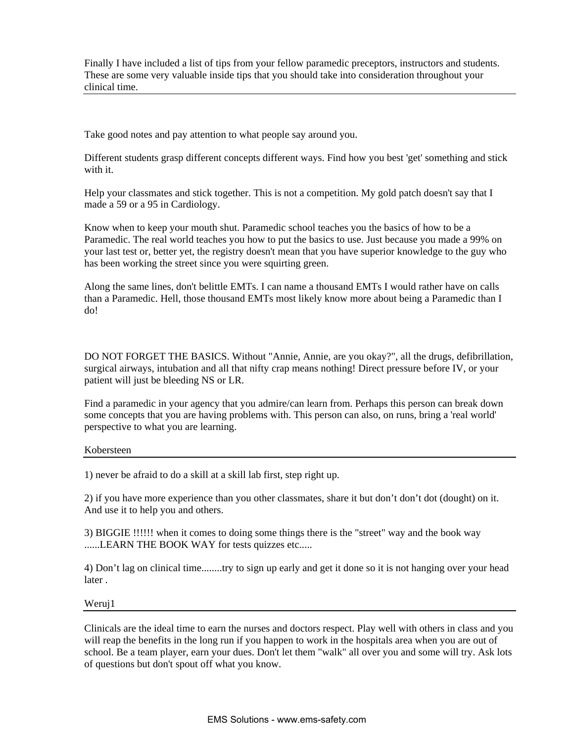Finally I have included a list of tips from your fellow paramedic preceptors, instructors and students. These are some very valuable inside tips that you should take into consideration throughout your clinical time.

---

Take good notes and pay attention to what people say around you.

Different students grasp different concepts different ways. Find how you best 'get' something and stick with it.

Help your classmates and stick together. This is not a competition. My gold patch doesn't say that I made a 59 or a 95 in Cardiology.

Know when to keep your mouth shut. Paramedic school teaches you the basics of how to be a Paramedic. The real world teaches you how to put the basics to use. Just because you made a 99% on your last test or, better yet, the registry doesn't mean that you have superior knowledge to the guy who has been working the street since you were squirting green.

Along the same lines, don't belittle EMTs. I can name a thousand EMTs I would rather have on calls than a Paramedic. Hell, those thousand EMTs most likely know more about being a Paramedic than I do!

DO NOT FORGET THE BASICS. Without "Annie, Annie, are you okay?", all the drugs, defibrillation, surgical airways, intubation and all that nifty crap means nothing! Direct pressure before IV, or your patient will just be bleeding NS or LR.

Find a paramedic in your agency that you admire/can learn from. Perhaps this person can break down some concepts that you are having problems with. This person can also, on runs, bring a 'real world' perspective to what you are learning.

Kobersteen

---

1) never be afraid to do a skill at a skill lab first, step right up.

2) if you have more experience than you other classmates, share it but don’t don’t dot (dought) on it. And use it to help you and others.

3) BIGGIE !!!!!! when it comes to doing some things there is the "street" way and the book way ......LEARN THE BOOK WAY for tests quizzes etc.....

4) Don’t lag on clinical time........try to sign up early and get it done so it is not hanging over your head later .

Weruj1

---

Clinicals are the ideal time to earn the nurses and doctors respect. Play well with others in class and you will reap the benefits in the long run if you happen to work in the hospitals area when you are out of school. Be a team player, earn your dues. Don't let them "walk" all over you and some will try. Ask lots of questions but don't spout off what you know.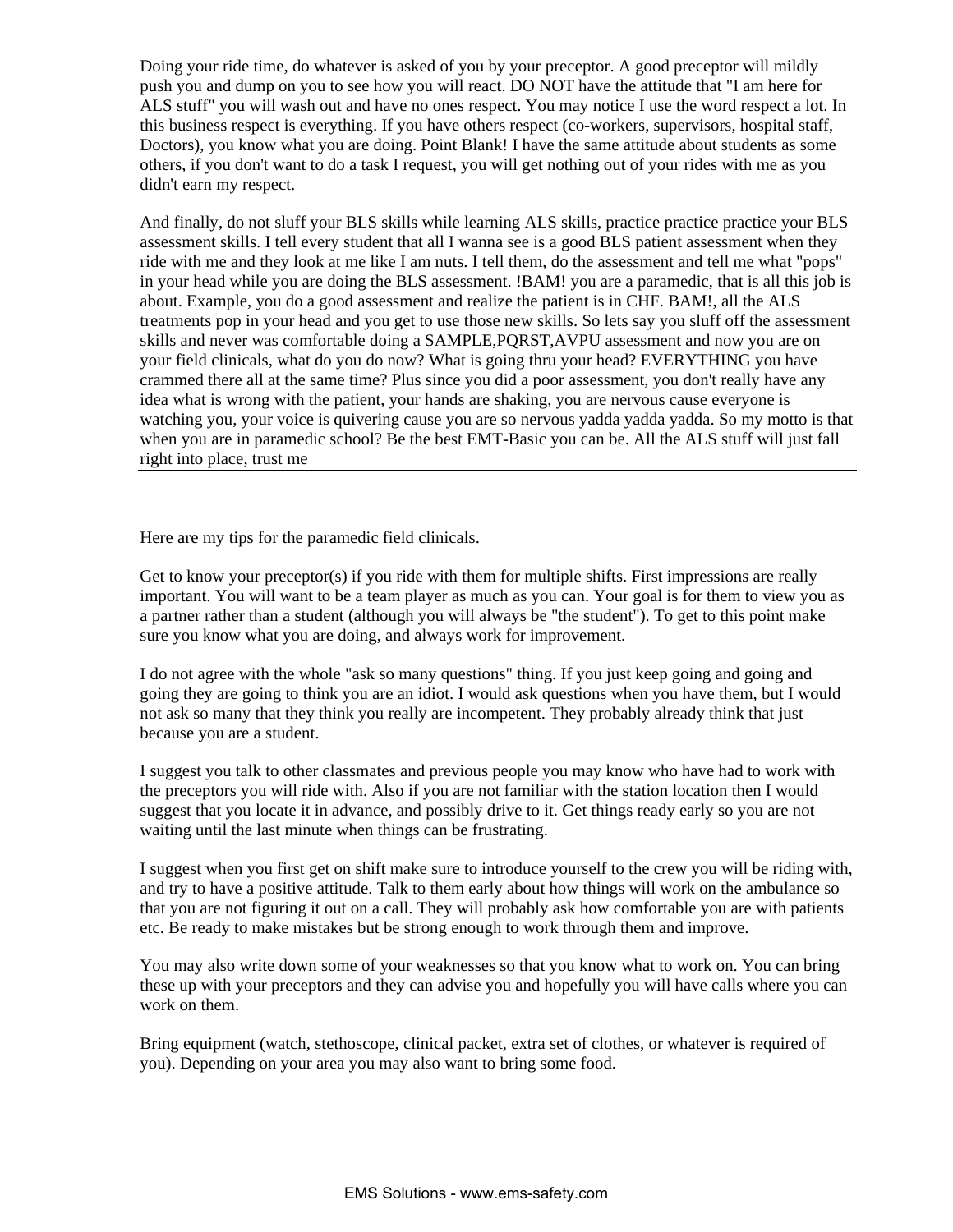Doing your ride time, do whatever is asked of you by your preceptor. A good preceptor will mildly push you and dump on you to see how you will react. DO NOT have the attitude that "I am here for ALS stuff" you will wash out and have no ones respect. You may notice I use the word respect a lot. In this business respect is everything. If you have others respect (co-workers, supervisors, hospital staff, Doctors), you know what you are doing. Point Blank! I have the same attitude about students as some others, if you don't want to do a task I request, you will get nothing out of your rides with me as you didn't earn my respect.

And finally, do not sluff your BLS skills while learning ALS skills, practice practice practice your BLS assessment skills. I tell every student that all I wanna see is a good BLS patient assessment when they ride with me and they look at me like I am nuts. I tell them, do the assessment and tell me what "pops" in your head while you are doing the BLS assessment. !BAM! you are a paramedic, that is all this job is about. Example, you do a good assessment and realize the patient is in CHF. BAM!, all the ALS treatments pop in your head and you get to use those new skills. So lets say you sluff off the assessment skills and never was comfortable doing a SAMPLE,PQRST,AVPU assessment and now you are on your field clinicals, what do you do now? What is going thru your head? EVERYTHING you have crammed there all at the same time? Plus since you did a poor assessment, you don't really have any idea what is wrong with the patient, your hands are shaking, you are nervous cause everyone is watching you, your voice is quivering cause you are so nervous yadda yadda yadda. So my motto is that when you are in paramedic school? Be the best EMT-Basic you can be. All the ALS stuff will just fall right into place, trust me

---

Here are my tips for the paramedic field clinicals.

Get to know your preceptor(s) if you ride with them for multiple shifts. First impressions are really important. You will want to be a team player as much as you can. Your goal is for them to view you as a partner rather than a student (although you will always be "the student"). To get to this point make sure you know what you are doing, and always work for improvement.

I do not agree with the whole "ask so many questions" thing. If you just keep going and going and going they are going to think you are an idiot. I would ask questions when you have them, but I would not ask so many that they think you really are incompetent. They probably already think that just because you are a student.

I suggest you talk to other classmates and previous people you may know who have had to work with the preceptors you will ride with. Also if you are not familiar with the station location then I would suggest that you locate it in advance, and possibly drive to it. Get things ready early so you are not waiting until the last minute when things can be frustrating.

I suggest when you first get on shift make sure to introduce yourself to the crew you will be riding with, and try to have a positive attitude. Talk to them early about how things will work on the ambulance so that you are not figuring it out on a call. They will probably ask how comfortable you are with patients etc. Be ready to make mistakes but be strong enough to work through them and improve.

You may also write down some of your weaknesses so that you know what to work on. You can bring these up with your preceptors and they can advise you and hopefully you will have calls where you can work on them.

Bring equipment (watch, stethoscope, clinical packet, extra set of clothes, or whatever is required of you). Depending on your area you may also want to bring some food.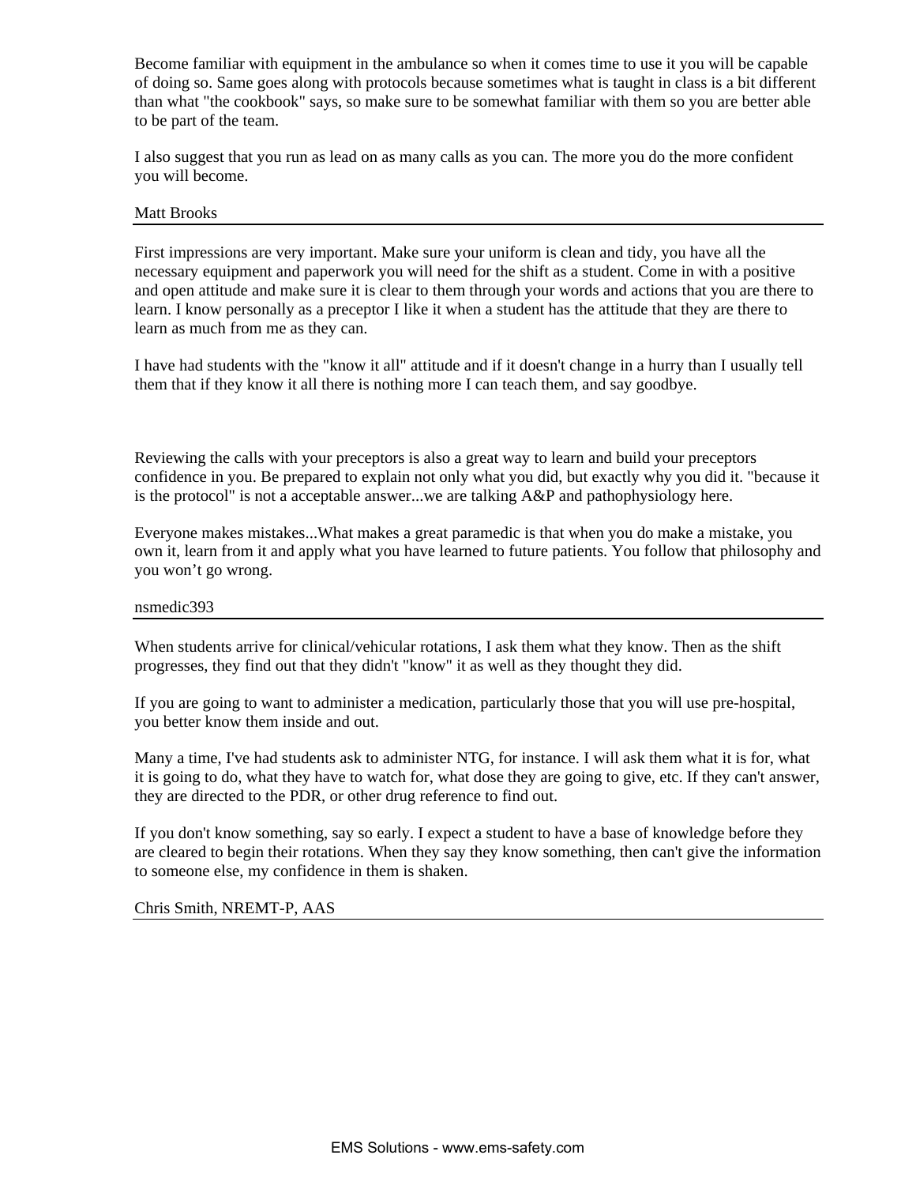Become familiar with equipment in the ambulance so when it comes time to use it you will be capable of doing so. Same goes along with protocols because sometimes what is taught in class is a bit different than what "the cookbook" says, so make sure to be somewhat familiar with them so you are better able to be part of the team.

I also suggest that you run as lead on as many calls as you can. The more you do the more confident you will become.

Matt Brooks

---

First impressions are very important. Make sure your uniform is clean and tidy, you have all the necessary equipment and paperwork you will need for the shift as a student. Come in with a positive and open attitude and make sure it is clear to them through your words and actions that you are there to learn. I know personally as a preceptor I like it when a student has the attitude that they are there to learn as much from me as they can.

I have had students with the "know it all" attitude and if it doesn't change in a hurry than I usually tell them that if they know it all there is nothing more I can teach them, and say goodbye.

Reviewing the calls with your preceptors is also a great way to learn and build your preceptors confidence in you. Be prepared to explain not only what you did, but exactly why you did it. "because it is the protocol" is not a acceptable answer...we are talking A&P and pathophysiology here.

Everyone makes mistakes...What makes a great paramedic is that when you do make a mistake, you own it, learn from it and apply what you have learned to future patients. You follow that philosophy and you won’t go wrong.

nsmedic393

---

When students arrive for clinical/vehicular rotations, I ask them what they know. Then as the shift progresses, they find out that they didn't "know" it as well as they thought they did.

If you are going to want to administer a medication, particularly those that you will use pre-hospital, you better know them inside and out.

Many a time, I've had students ask to administer NTG, for instance. I will ask them what it is for, what it is going to do, what they have to watch for, what dose they are going to give, etc. If they can't answer, they are directed to the PDR, or other drug reference to find out.

If you don't know something, say so early. I expect a student to have a base of knowledge before they are cleared to begin their rotations. When they say they know something, then can't give the information to someone else, my confidence in them is shaken.

Chris Smith, NREMT-P, AAS

---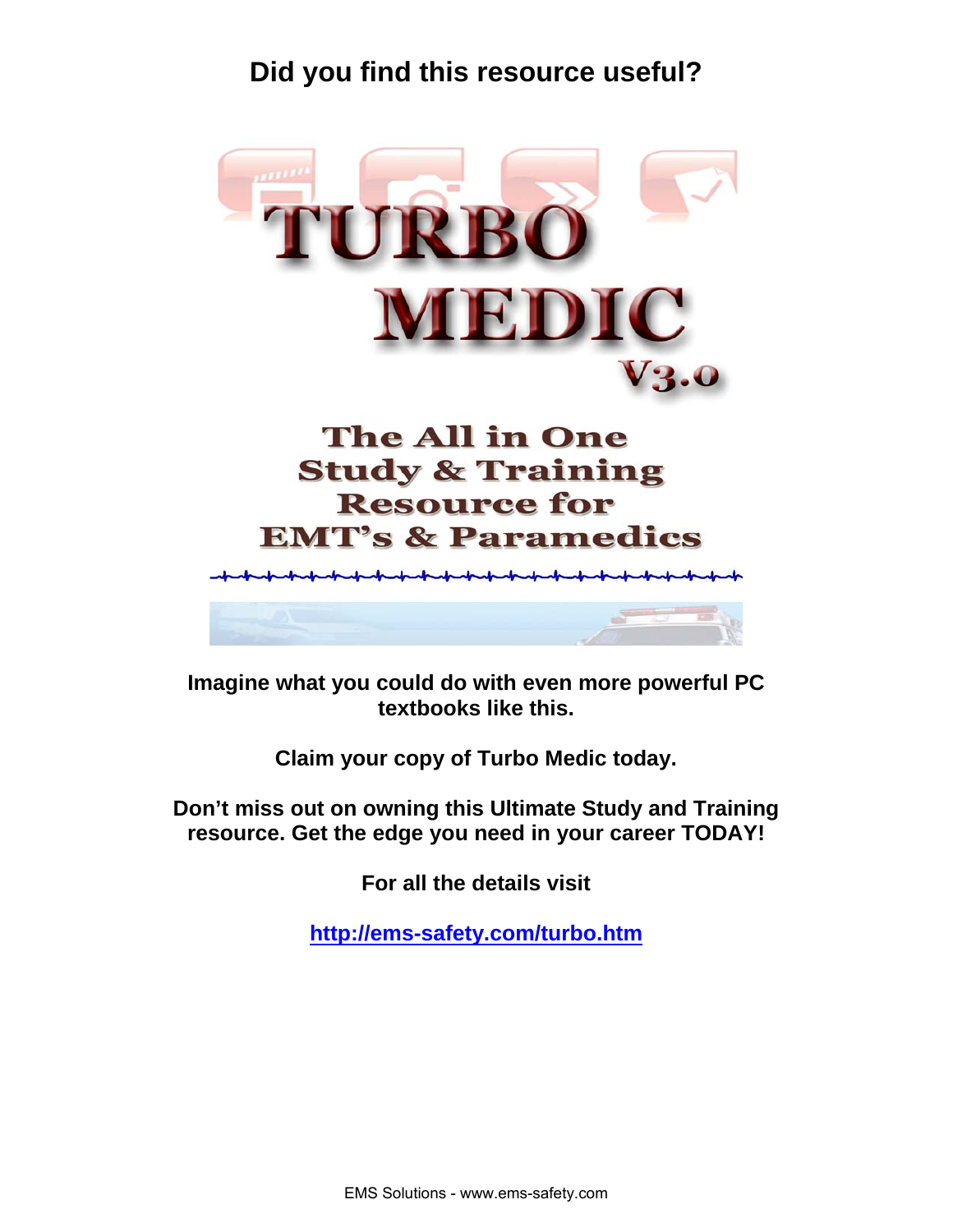# Did you find this resource useful?

TURBO MEDIC V3.0

The All in One Study & Training Resource for EMT's & Paramedics

**Imagine what you could do with even more powerful PC textbooks like this.**

**Claim your copy of Turbo Medic today.**

**Don't miss out on owning this Ultimate Study and Training resource. Get the edge you need in your career TODAY!**

**For all the details visit**

**http://ems-safety.com/turbo.htm**